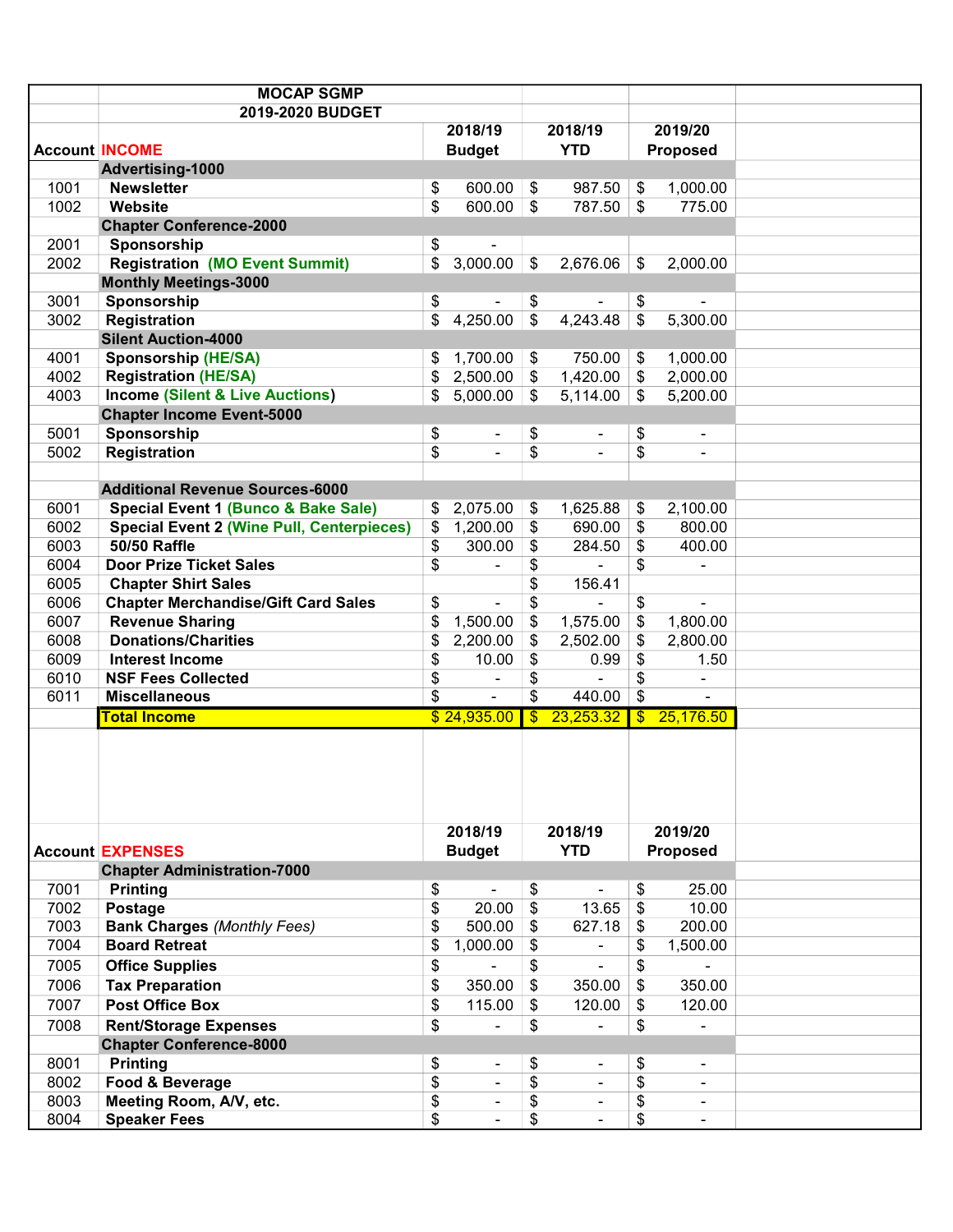| | MOCAP SGMP | | | |
|---|---|---|---|---|
| | 2019-2020 BUDGET | | | |
| **Account** | **INCOME** | **2018/19 Budget** | **2018/19 YTD** | **2019/20 Proposed** |
| | **Advertising-1000** | | | |
| 1001 | **Newsletter** | $ 600.00 | $ 987.50 | $ 1,000.00 |
| 1002 | **Website** | $ 600.00 | $ 787.50 | $ 775.00 |
| | **Chapter Conference-2000** | | | |
| 2001 | **Sponsorship** | $ - | | |
| 2002 | **Registration (MO Event Summit)** | $ 3,000.00 | $ 2,676.06 | $ 2,000.00 |
| | **Monthly Meetings-3000** | | | |
| 3001 | **Sponsorship** | $ - | $ - | $ - |
| 3002 | **Registration** | $ 4,250.00 | $ 4,243.48 | $ 5,300.00 |
| | **Silent Auction-4000** | | | |
| 4001 | **Sponsorship (HE/SA)** | $ 1,700.00 | $ 750.00 | $ 1,000.00 |
| 4002 | **Registration (HE/SA)** | $ 2,500.00 | $ 1,420.00 | $ 2,000.00 |
| 4003 | **Income (Silent & Live Auctions)** | $ 5,000.00 | $ 5,114.00 | $ 5,200.00 |
| | **Chapter Income Event-5000** | | | |
| 5001 | **Sponsorship** | $ - | $ - | $ - |
| 5002 | **Registration** | $ - | $ - | $ - |
| | | | | |
| | **Additional Revenue Sources-6000** | | | |
| 6001 | **Special Event 1 (Bunco & Bake Sale)** | $ 2,075.00 | $ 1,625.88 | $ 2,100.00 |
| 6002 | **Special Event 2 (Wine Pull, Centerpieces)** | $ 1,200.00 | $ 690.00 | $ 800.00 |
| 6003 | **50/50 Raffle** | $ 300.00 | $ 284.50 | $ 400.00 |
| 6004 | **Door Prize Ticket Sales** | $ - | $ - | $ - |
| 6005 | **Chapter Shirt Sales** | | $ 156.41 | |
| 6006 | **Chapter Merchandise/Gift Card Sales** | $ - | $ - | $ - |
| 6007 | **Revenue Sharing** | $ 1,500.00 | $ 1,575.00 | $ 1,800.00 |
| 6008 | **Donations/Charities** | $ 2,200.00 | $ 2,502.00 | $ 2,800.00 |
| 6009 | **Interest Income** | $ 10.00 | $ 0.99 | $ 1.50 |
| 6010 | **NSF Fees Collected** | $ - | $ - | $ - |
| 6011 | **Miscellaneous** | $ - | $ 440.00 | $ - |
| | **Total Income** | $ 24,935.00 | $ 23,253.32 | $ 25,176.50 |

| **Account** | **EXPENSES** | **2018/19 Budget** | **2018/19 YTD** | **2019/20 Proposed** |
|---|---|---|---|---|
| | **Chapter Administration-7000** | | | |
| 7001 | **Printing** | $ - | $ - | $ 25.00 |
| 7002 | **Postage** | $ 20.00 | $ 13.65 | $ 10.00 |
| 7003 | **Bank Charges** *(Monthly Fees)* | $ 500.00 | $ 627.18 | $ 200.00 |
| 7004 | **Board Retreat** | $ 1,000.00 | $ - | $ 1,500.00 |
| 7005 | **Office Supplies** | $ - | $ - | $ - |
| 7006 | **Tax Preparation** | $ 350.00 | $ 350.00 | $ 350.00 |
| 7007 | **Post Office Box** | $ 115.00 | $ 120.00 | $ 120.00 |
| 7008 | **Rent/Storage Expenses** | $ - | $ - | $ - |
| | **Chapter Conference-8000** | | | |
| 8001 | **Printing** | $ - | $ - | $ - |
| 8002 | **Food & Beverage** | $ - | $ - | $ - |
| 8003 | **Meeting Room, A/V, etc.** | $ - | $ - | $ - |
| 8004 | **Speaker Fees** | $ - | $ - | $ - |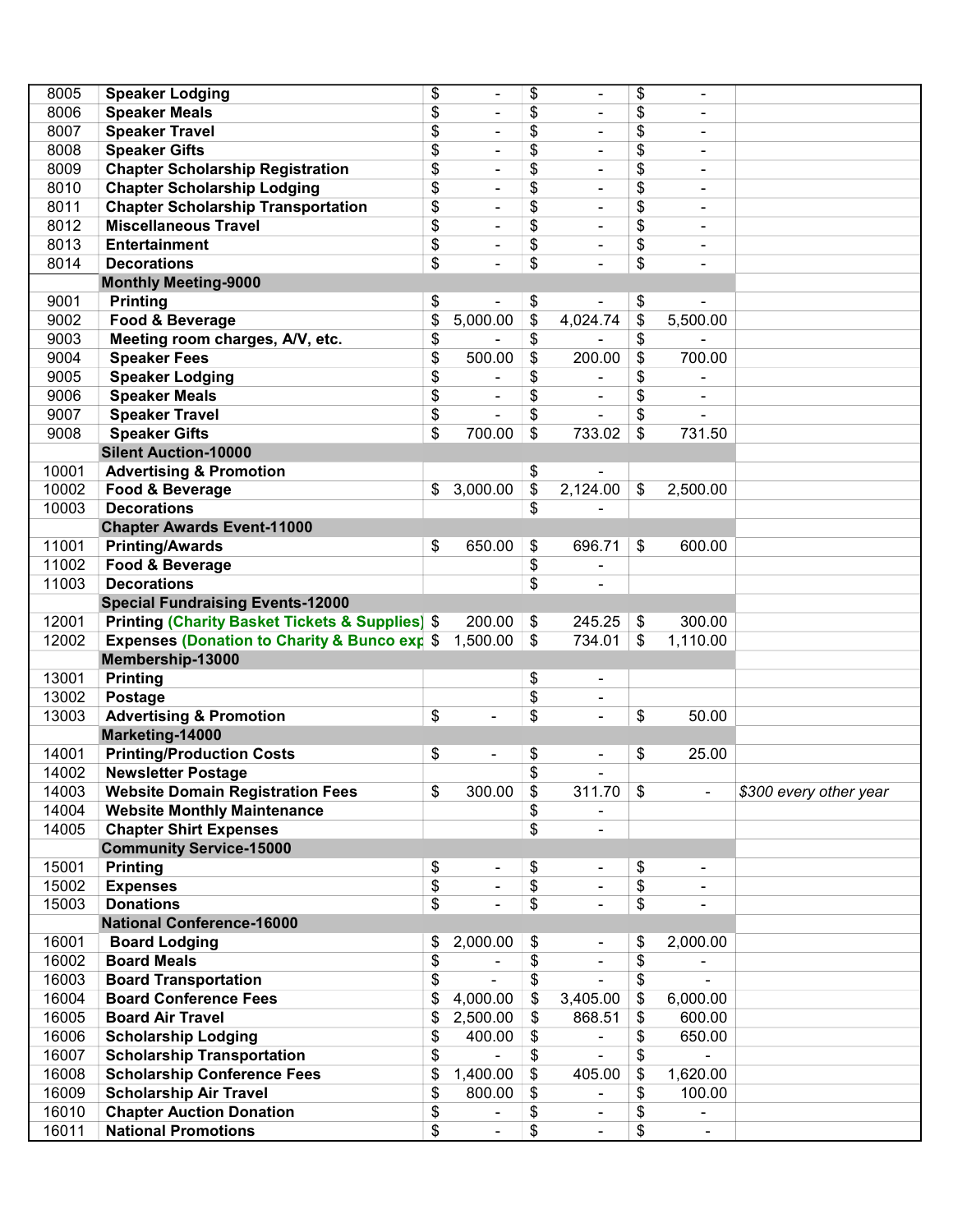| | | | | | |
|---|---|---|---|---|---|
| 8005 | **Speaker Lodging** | $ - | $ - | $ - | |
| 8006 | **Speaker Meals** | $ - | $ - | $ - | |
| 8007 | **Speaker Travel** | $ - | $ - | $ - | |
| 8008 | **Speaker Gifts** | $ - | $ - | $ - | |
| 8009 | **Chapter Scholarship Registration** | $ - | $ - | $ - | |
| 8010 | **Chapter Scholarship Lodging** | $ - | $ - | $ - | |
| 8011 | **Chapter Scholarship Transportation** | $ - | $ - | $ - | |
| 8012 | **Miscellaneous Travel** | $ - | $ - | $ - | |
| 8013 | **Entertainment** | $ - | $ - | $ - | |
| 8014 | **Decorations** | $ - | $ - | $ - | |
| | **Monthly Meeting-9000** | | | | |
| 9001 | **Printing** | $ - | $ - | $ - | |
| 9002 | **Food & Beverage** | $ 5,000.00 | $ 4,024.74 | $ 5,500.00 | |
| 9003 | **Meeting room charges, A/V, etc.** | $ - | $ - | $ - | |
| 9004 | **Speaker Fees** | $ 500.00 | $ 200.00 | $ 700.00 | |
| 9005 | **Speaker Lodging** | $ - | $ - | $ - | |
| 9006 | **Speaker Meals** | $ - | $ - | $ - | |
| 9007 | **Speaker Travel** | $ - | $ - | $ - | |
| 9008 | **Speaker Gifts** | $ 700.00 | $ 733.02 | $ 731.50 | |
| | **Silent Auction-10000** | | | | |
| 10001 | **Advertising & Promotion** | | $ - | | |
| 10002 | **Food & Beverage** | $ 3,000.00 | $ 2,124.00 | $ 2,500.00 | |
| 10003 | **Decorations** | | $ - | | |
| | **Chapter Awards Event-11000** | | | | |
| 11001 | **Printing/Awards** | $ 650.00 | $ 696.71 | $ 600.00 | |
| 11002 | **Food & Beverage** | | $ - | | |
| 11003 | **Decorations** | | $ - | | |
| | **Special Fundraising Events-12000** | | | | |
| 12001 | **Printing (Charity Basket Tickets & Supplies)** | $ 200.00 | $ 245.25 | $ 300.00 | |
| 12002 | **Expenses (Donation to Charity & Bunco exp** | $ 1,500.00 | $ 734.01 | $ 1,110.00 | |
| | **Membership-13000** | | | | |
| 13001 | **Printing** | | $ - | | |
| 13002 | **Postage** | | $ - | | |
| 13003 | **Advertising & Promotion** | $ - | $ - | $ 50.00 | |
| | **Marketing-14000** | | | | |
| 14001 | **Printing/Production Costs** | $ - | $ - | $ 25.00 | |
| 14002 | **Newsletter Postage** | | $ - | | |
| 14003 | **Website Domain Registration Fees** | $ 300.00 | $ 311.70 | $ - | *$300 every other year* |
| 14004 | **Website Monthly Maintenance** | | $ - | | |
| 14005 | **Chapter Shirt Expenses** | | $ - | | |
| | **Community Service-15000** | | | | |
| 15001 | **Printing** | $ - | $ - | $ - | |
| 15002 | **Expenses** | $ - | $ - | $ - | |
| 15003 | **Donations** | $ - | $ - | $ - | |
| | **National Conference-16000** | | | | |
| 16001 | **Board Lodging** | $ 2,000.00 | $ - | $ 2,000.00 | |
| 16002 | **Board Meals** | $ - | $ - | $ - | |
| 16003 | **Board Transportation** | $ - | $ - | $ - | |
| 16004 | **Board Conference Fees** | $ 4,000.00 | $ 3,405.00 | $ 6,000.00 | |
| 16005 | **Board Air Travel** | $ 2,500.00 | $ 868.51 | $ 600.00 | |
| 16006 | **Scholarship Lodging** | $ 400.00 | $ - | $ 650.00 | |
| 16007 | **Scholarship Transportation** | $ - | $ - | $ - | |
| 16008 | **Scholarship Conference Fees** | $ 1,400.00 | $ 405.00 | $ 1,620.00 | |
| 16009 | **Scholarship Air Travel** | $ 800.00 | $ - | $ 100.00 | |
| 16010 | **Chapter Auction Donation** | $ - | $ - | $ - | |
| 16011 | **National Promotions** | $ - | $ - | $ - | |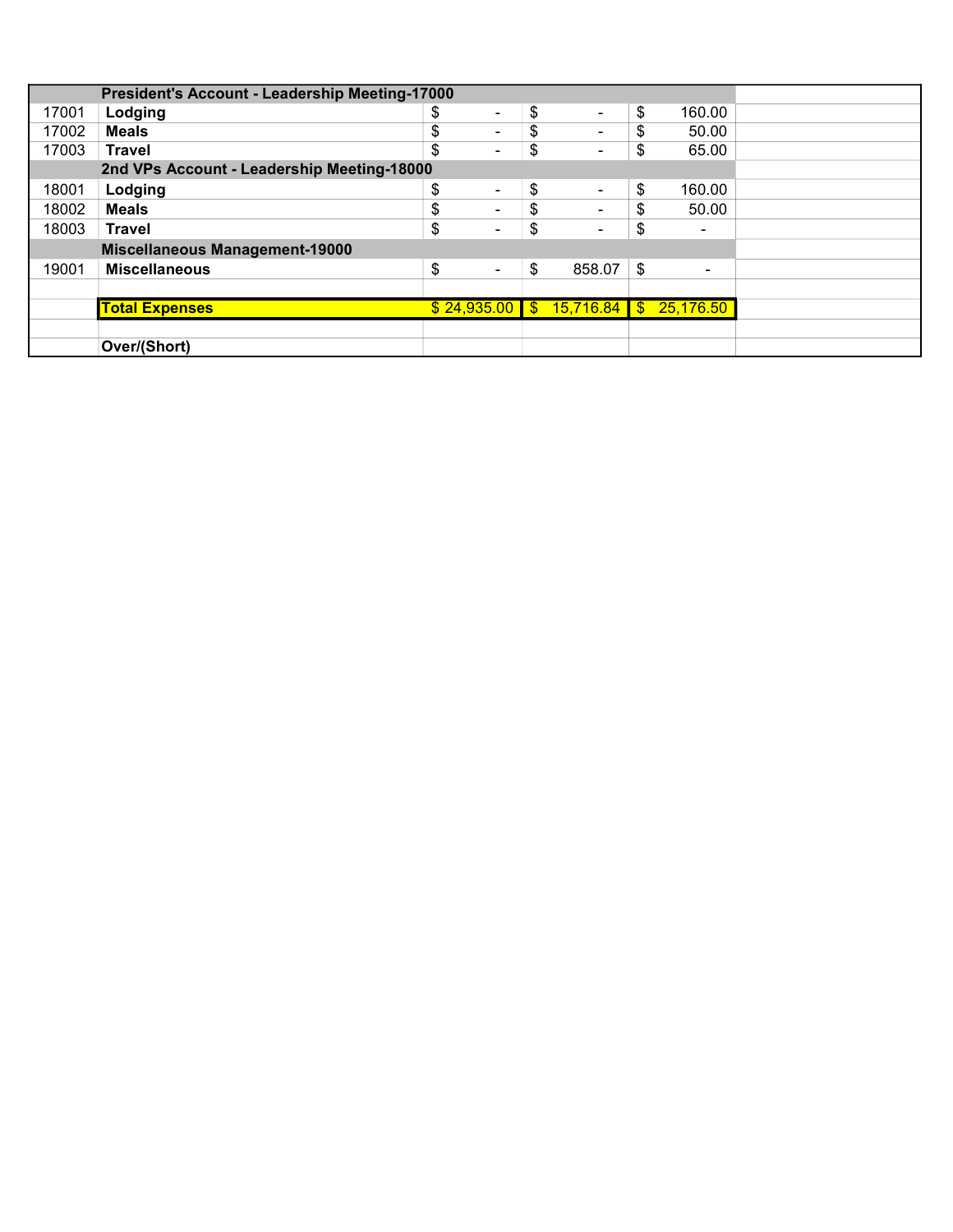| | | | | | |
|---|---|---|---|---|---|
| | **President's Account - Leadership Meeting-17000** | | | | |
| 17001 | **Lodging** | $ - | $ - | $ 160.00 | |
| 17002 | **Meals** | $ - | $ - | $ 50.00 | |
| 17003 | **Travel** | $ - | $ - | $ 65.00 | |
| | **2nd VPs Account - Leadership Meeting-18000** | | | | |
| 18001 | **Lodging** | $ - | $ - | $ 160.00 | |
| 18002 | **Meals** | $ - | $ - | $ 50.00 | |
| 18003 | **Travel** | $ - | $ - | $ - | |
| | **Miscellaneous Management-19000** | | | | |
| 19001 | **Miscellaneous** | $ - | $ 858.07 | $ - | |
| | | | | | |
| | **Total Expenses** | $ 24,935.00 | $ 15,716.84 | $ 25,176.50 | |
| | | | | | |
| | **Over/(Short)** | | | | |